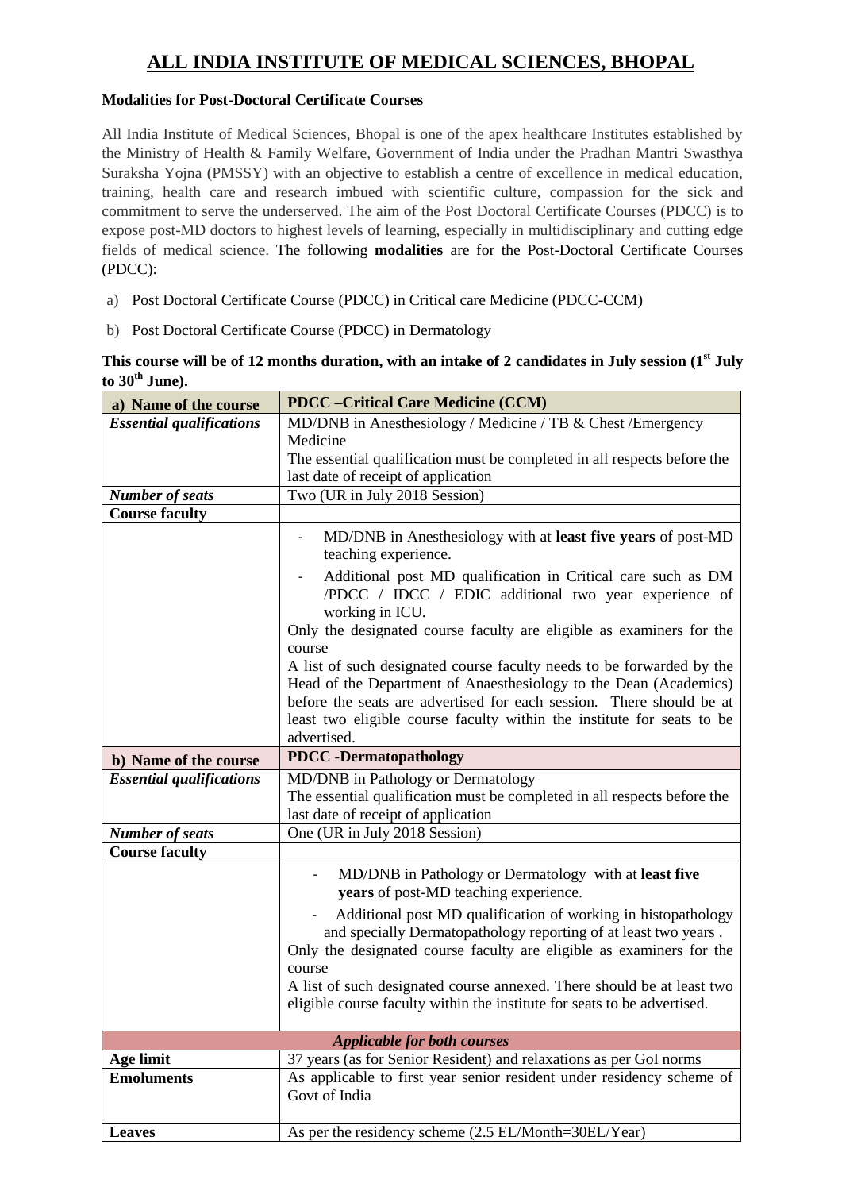// ...

# ALL INDIA INSTITUTE OF MEDICAL SCIENCES, BHOPAL

**Modalities for Post-Doctoral Certificate Courses**

All India Institute of Medical Sciences, Bhopal is one of the apex healthcare Institutes established by the Ministry of Health & Family Welfare, Government of India under the Pradhan Mantri Swasthya Suraksha Yojna (PMSSY) with an objective to establish a centre of excellence in medical education, training, health care and research imbued with scientific culture, compassion for the sick and commitment to serve the underserved. The aim of the Post Doctoral Certificate Courses (PDCC) is to expose post-MD doctors to highest levels of learning, especially in multidisciplinary and cutting edge fields of medical science. The following **modalities** are for the Post-Doctoral Certificate Courses (PDCC):

a) Post Doctoral Certificate Course (PDCC) in Critical care Medicine (PDCC-CCM)

b) Post Doctoral Certificate Course (PDCC) in Dermatology

**This course will be of 12 months duration, with an intake of 2 candidates in July session (1st July to 30th June).**

| **a) Name of the course** | **PDCC –Critical Care Medicine (CCM)** |
|---|---|
| ***Essential qualifications*** | MD/DNB in Anesthesiology / Medicine / TB & Chest /Emergency Medicine<br>The essential qualification must be completed in all respects before the last date of receipt of application |
| ***Number of seats*** | Two (UR in July 2018 Session) |
| **Course faculty** | |
| | - MD/DNB in Anesthesiology with at **least five years** of post-MD teaching experience.<br>- Additional post MD qualification in Critical care such as DM /PDCC / IDCC / EDIC additional two year experience of working in ICU.<br>Only the designated course faculty are eligible as examiners for the course<br>A list of such designated course faculty needs to be forwarded by the Head of the Department of Anaesthesiology to the Dean (Academics) before the seats are advertised for each session. There should be at least two eligible course faculty within the institute for seats to be advertised. |
| **b) Name of the course** | **PDCC -Dermatopathology** |
| ***Essential qualifications*** | MD/DNB in Pathology or Dermatology<br>The essential qualification must be completed in all respects before the last date of receipt of application |
| ***Number of seats*** | One (UR in July 2018 Session) |
| **Course faculty** | |
| | - MD/DNB in Pathology or Dermatology with at **least five years** of post-MD teaching experience.<br>- Additional post MD qualification of working in histopathology and specially Dermatopathology reporting of at least two years .<br>Only the designated course faculty are eligible as examiners for the course<br>A list of such designated course annexed. There should be at least two eligible course faculty within the institute for seats to be advertised. |
| ***Applicable for both courses*** | |
| **Age limit** | 37 years (as for Senior Resident) and relaxations as per GoI norms |
| **Emoluments** | As applicable to first year senior resident under residency scheme of Govt of India |
| **Leaves** | As per the residency scheme (2.5 EL/Month=30EL/Year) |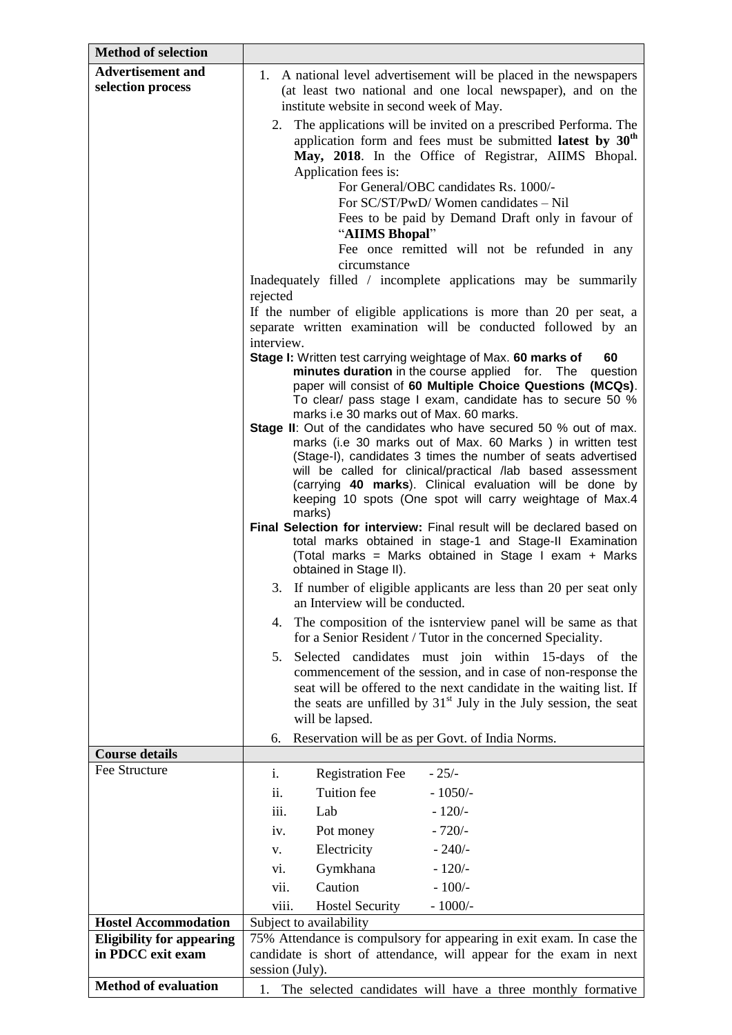| **Method of selection** | |
|---|---|
| **Advertisement and selection process** | 1. A national level advertisement will be placed in the newspapers (at least two national and one local newspaper), and on the institute website in second week of May.<br>2. The applications will be invited on a prescribed Performa. The application form and fees must be submitted **latest by 30th May, 2018**. In the Office of Registrar, AIIMS Bhopal. Application fees is:<br>For General/OBC candidates Rs. 1000/-<br>For SC/ST/PwD/ Women candidates – Nil<br>Fees to be paid by Demand Draft only in favour of "**AIIMS Bhopal**"<br>Fee once remitted will not be refunded in any circumstance<br>Inadequately filled / incomplete applications may be summarily rejected<br>If the number of eligible applications is more than 20 per seat, a separate written examination will be conducted followed by an interview.<br>**Stage I:** Written test carrying weightage of Max. **60 marks of 60 minutes duration** in the course applied for. The question paper will consist of **60 Multiple Choice Questions (MCQs)**. To clear/ pass stage I exam, candidate has to secure 50 % marks i.e 30 marks out of Max. 60 marks.<br>**Stage II**: Out of the candidates who have secured 50 % out of max. marks (i.e 30 marks out of Max. 60 Marks ) in written test (Stage-I), candidates 3 times the number of seats advertised will be called for clinical/practical /lab based assessment (carrying **40 marks**). Clinical evaluation will be done by keeping 10 spots (One spot will carry weightage of Max.4 marks)<br>**Final Selection for interview:** Final result will be declared based on total marks obtained in stage-1 and Stage-II Examination (Total marks = Marks obtained in Stage I exam + Marks obtained in Stage II).<br>3. If number of eligible applicants are less than 20 per seat only an Interview will be conducted.<br>4. The composition of the isnterview panel will be same as that for a Senior Resident / Tutor in the concerned Speciality.<br>5. Selected candidates must join within 15-days of the commencement of the session, and in case of non-response the seat will be offered to the next candidate in the waiting list. If the seats are unfilled by 31st July in the July session, the seat will be lapsed.<br>6. Reservation will be as per Govt. of India Norms. |
| **Course details** | |
| Fee Structure | i. Registration Fee - 25/-<br>ii. Tuition fee - 1050/-<br>iii. Lab - 120/-<br>iv. Pot money - 720/-<br>v. Electricity - 240/-<br>vi. Gymkhana - 120/-<br>vii. Caution - 100/-<br>viii. Hostel Security - 1000/- |
| **Hostel Accommodation** | Subject to availability |
| **Eligibility for appearing in PDCC exit exam** | 75% Attendance is compulsory for appearing in exit exam. In case the candidate is short of attendance, will appear for the exam in next session (July). |
| **Method of evaluation** | 1. The selected candidates will have a three monthly formative |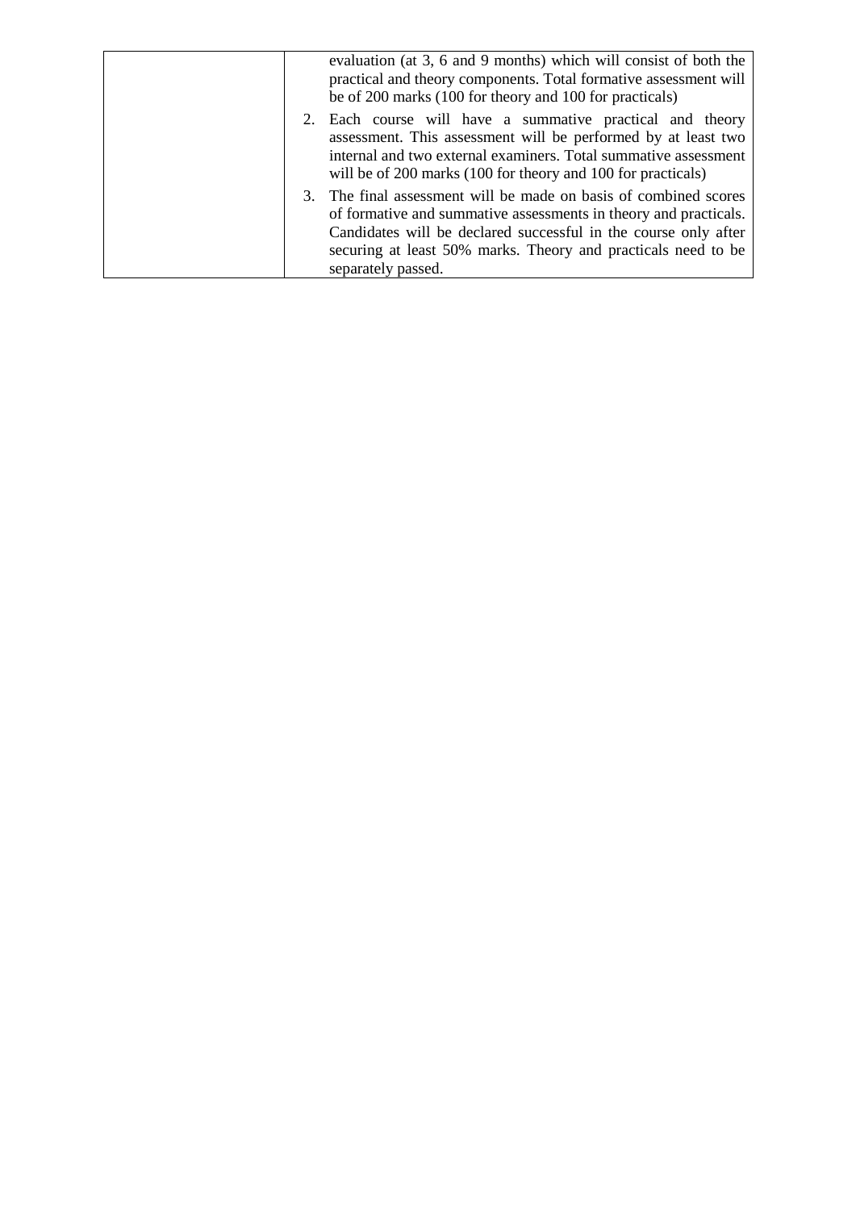| | |
|---|---|
| | evaluation (at 3, 6 and 9 months) which will consist of both the practical and theory components. Total formative assessment will be of 200 marks (100 for theory and 100 for practicals)<br>2. Each course will have a summative practical and theory assessment. This assessment will be performed by at least two internal and two external examiners. Total summative assessment will be of 200 marks (100 for theory and 100 for practicals)<br>3. The final assessment will be made on basis of combined scores of formative and summative assessments in theory and practicals. Candidates will be declared successful in the course only after securing at least 50% marks. Theory and practicals need to be separately passed. |